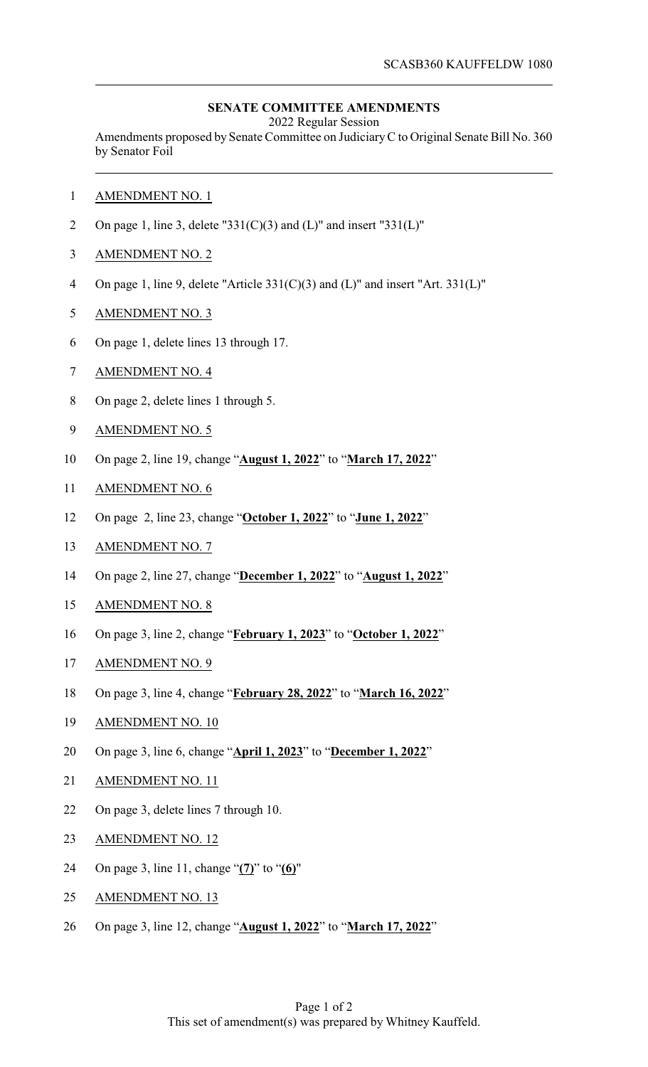SCASB360 KAUFFELDW 1080

**SENATE COMMITTEE AMENDMENTS**

2022 Regular Session

Amendments proposed by Senate Committee on Judiciary C to Original Senate Bill No. 360 by Senator Foil

AMENDMENT NO. 1

On page 1, line 3, delete "331(C)(3) and (L)" and insert "331(L)"

AMENDMENT NO. 2

On page 1, line 9, delete "Article 331(C)(3) and (L)" and insert "Art. 331(L)"

AMENDMENT NO. 3

On page 1, delete lines 13 through 17.

AMENDMENT NO. 4

On page 2, delete lines 1 through 5.

AMENDMENT NO. 5

On page 2, line 19, change "**August 1, 2022**" to "**March 17, 2022**"

AMENDMENT NO. 6

On page 2, line 23, change "**October 1, 2022**" to "**June 1, 2022**"

AMENDMENT NO. 7

On page 2, line 27, change "**December 1, 2022**" to "**August 1, 2022**"

AMENDMENT NO. 8

On page 3, line 2, change "**February 1, 2023**" to "**October 1, 2022**"

AMENDMENT NO. 9

On page 3, line 4, change "**February 28, 2022**" to "**March 16, 2022**"

AMENDMENT NO. 10

On page 3, line 6, change "**April 1, 2023**" to "**December 1, 2022**"

AMENDMENT NO. 11

On page 3, delete lines 7 through 10.

AMENDMENT NO. 12

On page 3, line 11, change "**(7)**" to "**(6)**"

AMENDMENT NO. 13

On page 3, line 12, change "**August 1, 2022**" to "**March 17, 2022**"

This set of amendment(s) was prepared by Whitney Kauffeld.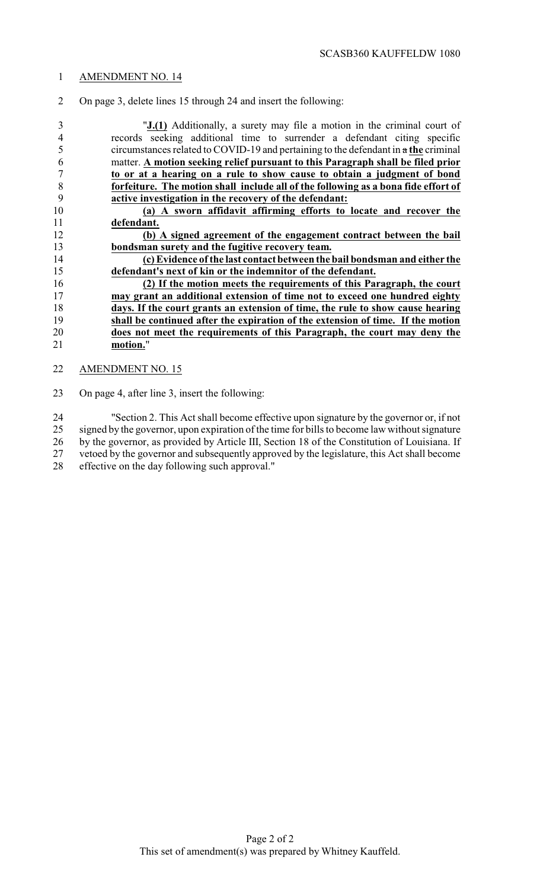AMENDMENT NO. 14

On page 3, delete lines 15 through 24 and insert the following:

"**J.(1)** Additionally, a surety may file a motion in the criminal court of records seeking additional time to surrender a defendant citing specific circumstances related to COVID-19 and pertaining to the defendant in ~~a~~ **the** criminal matter. **A motion seeking relief pursuant to this Paragraph shall be filed prior to or at a hearing on a rule to show cause to obtain a judgment of bond forfeiture. The motion shall include all of the following as a bona fide effort of active investigation in the recovery of the defendant:**

**(a) A sworn affidavit affirming efforts to locate and recover the defendant.**

**(b) A signed agreement of the engagement contract between the bail bondsman surety and the fugitive recovery team.**

**(c) Evidence of the last contact between the bail bondsman and either the defendant's next of kin or the indemnitor of the defendant.**

**(2) If the motion meets the requirements of this Paragraph, the court may grant an additional extension of time not to exceed one hundred eighty days. If the court grants an extension of time, the rule to show cause hearing shall be continued after the expiration of the extension of time. If the motion does not meet the requirements of this Paragraph, the court may deny the motion.**"

AMENDMENT NO. 15

On page 4, after line 3, insert the following:

"Section 2. This Act shall become effective upon signature by the governor or, if not signed by the governor, upon expiration of the time for bills to become law without signature by the governor, as provided by Article III, Section 18 of the Constitution of Louisiana. If vetoed by the governor and subsequently approved by the legislature, this Act shall become effective on the day following such approval."

This set of amendment(s) was prepared by Whitney Kauffeld.